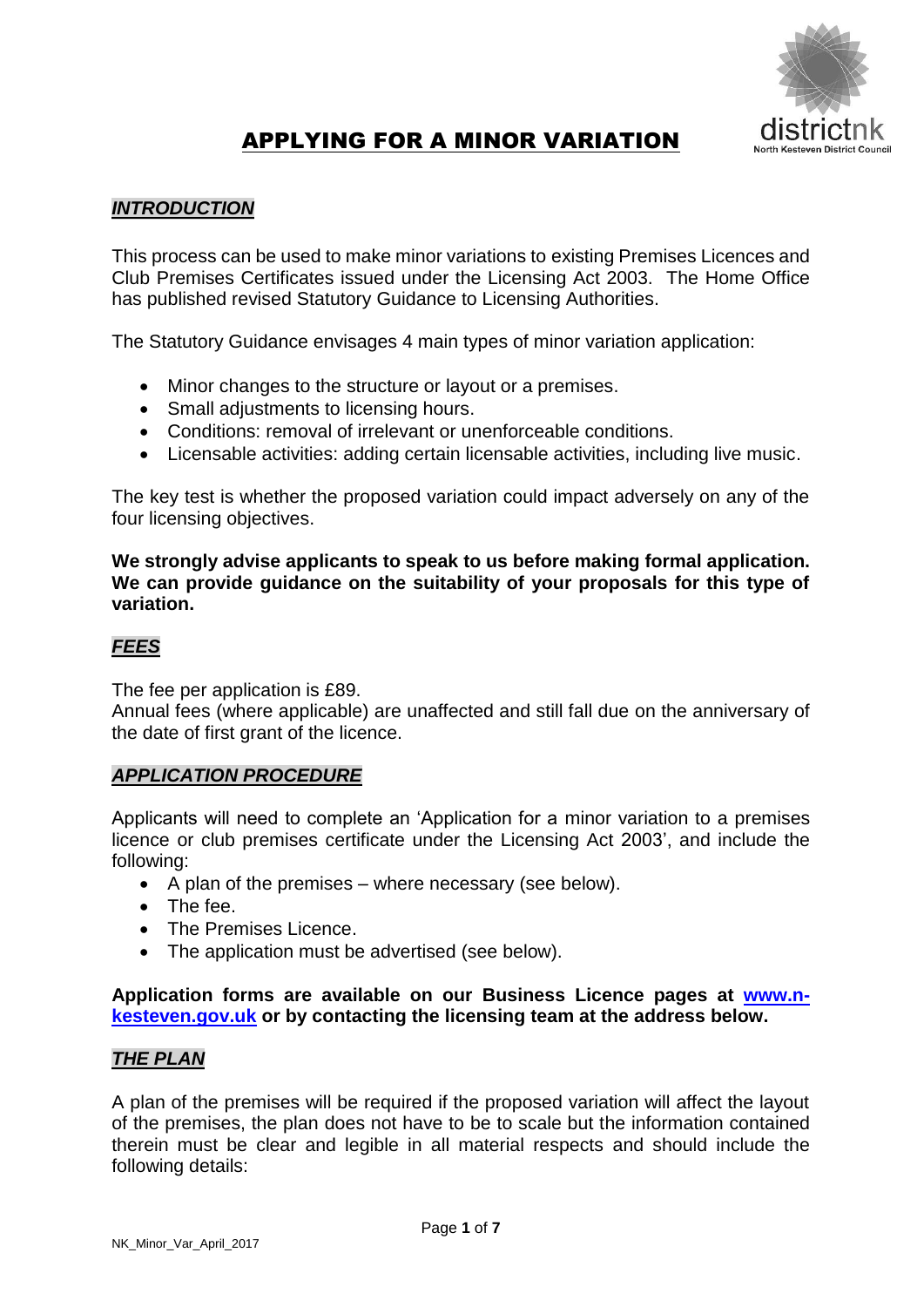# APPLYING FOR A MINOR VARIATION

## *INTRODUCTION*

This process can be used to make minor variations to existing Premises Licences and Club Premises Certificates issued under the Licensing Act 2003. The Home Office has published revised Statutory Guidance to Licensing Authorities.

The Statutory Guidance envisages 4 main types of minor variation application:

- Minor changes to the structure or layout or a premises.
- Small adjustments to licensing hours.
- Conditions: removal of irrelevant or unenforceable conditions.
- Licensable activities: adding certain licensable activities, including live music.

The key test is whether the proposed variation could impact adversely on any of the four licensing objectives.

**We strongly advise applicants to speak to us before making formal application. We can provide guidance on the suitability of your proposals for this type of variation.**

## *FEES*

The fee per application is £89.
Annual fees (where applicable) are unaffected and still fall due on the anniversary of the date of first grant of the licence.

## *APPLICATION PROCEDURE*

Applicants will need to complete an 'Application for a minor variation to a premises licence or club premises certificate under the Licensing Act 2003', and include the following:

- A plan of the premises – where necessary (see below).
- The fee.
- The Premises Licence.
- The application must be advertised (see below).

**Application forms are available on our Business Licence pages at [www.n-kesteven.gov.uk](www.n-kesteven.gov.uk) or by contacting the licensing team at the address below.**

## *THE PLAN*

A plan of the premises will be required if the proposed variation will affect the layout of the premises, the plan does not have to be to scale but the information contained therein must be clear and legible in all material respects and should include the following details: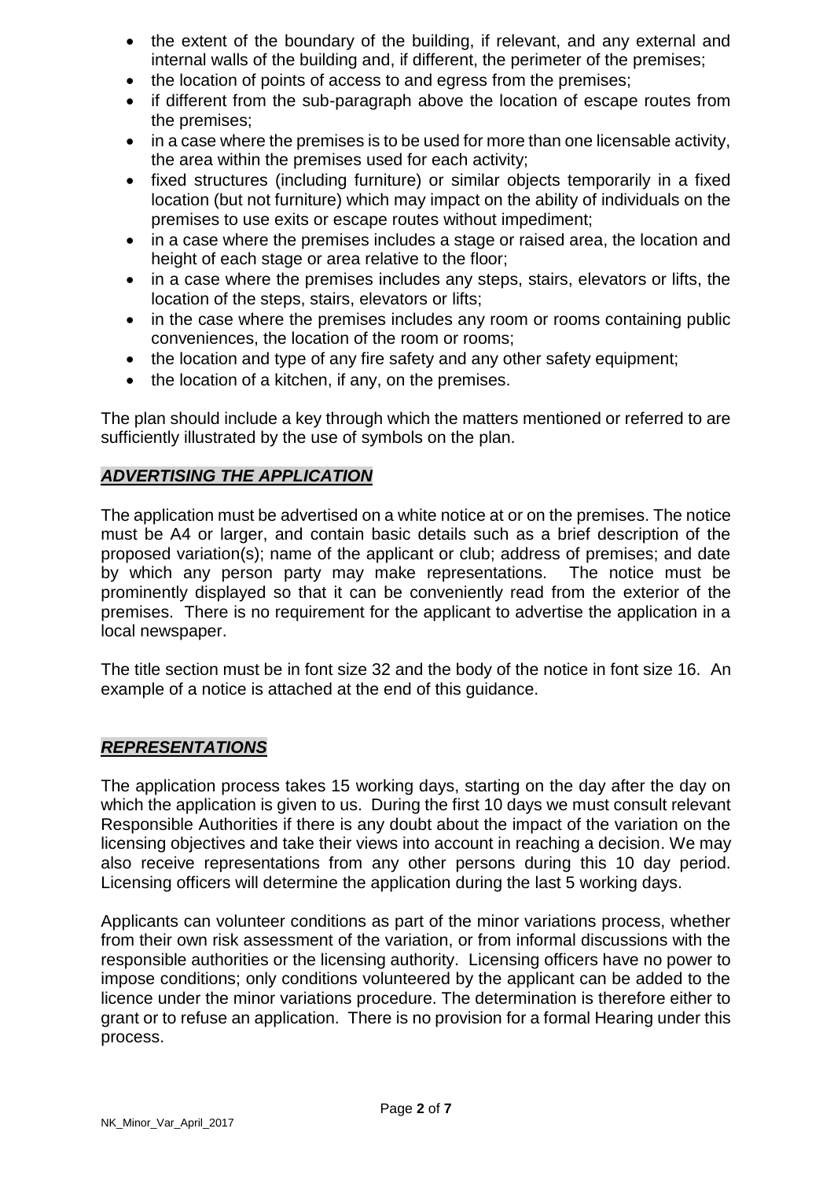- the extent of the boundary of the building, if relevant, and any external and internal walls of the building and, if different, the perimeter of the premises;
- the location of points of access to and egress from the premises;
- if different from the sub-paragraph above the location of escape routes from the premises;
- in a case where the premises is to be used for more than one licensable activity, the area within the premises used for each activity;
- fixed structures (including furniture) or similar objects temporarily in a fixed location (but not furniture) which may impact on the ability of individuals on the premises to use exits or escape routes without impediment;
- in a case where the premises includes a stage or raised area, the location and height of each stage or area relative to the floor;
- in a case where the premises includes any steps, stairs, elevators or lifts, the location of the steps, stairs, elevators or lifts;
- in the case where the premises includes any room or rooms containing public conveniences, the location of the room or rooms;
- the location and type of any fire safety and any other safety equipment;
- the location of a kitchen, if any, on the premises.

The plan should include a key through which the matters mentioned or referred to are sufficiently illustrated by the use of symbols on the plan.

## ***ADVERTISING THE APPLICATION***

The application must be advertised on a white notice at or on the premises. The notice must be A4 or larger, and contain basic details such as a brief description of the proposed variation(s); name of the applicant or club; address of premises; and date by which any person party may make representations. The notice must be prominently displayed so that it can be conveniently read from the exterior of the premises. There is no requirement for the applicant to advertise the application in a local newspaper.

The title section must be in font size 32 and the body of the notice in font size 16. An example of a notice is attached at the end of this guidance.

## ***REPRESENTATIONS***

The application process takes 15 working days, starting on the day after the day on which the application is given to us. During the first 10 days we must consult relevant Responsible Authorities if there is any doubt about the impact of the variation on the licensing objectives and take their views into account in reaching a decision. We may also receive representations from any other persons during this 10 day period. Licensing officers will determine the application during the last 5 working days.

Applicants can volunteer conditions as part of the minor variations process, whether from their own risk assessment of the variation, or from informal discussions with the responsible authorities or the licensing authority. Licensing officers have no power to impose conditions; only conditions volunteered by the applicant can be added to the licence under the minor variations procedure. The determination is therefore either to grant or to refuse an application. There is no provision for a formal Hearing under this process.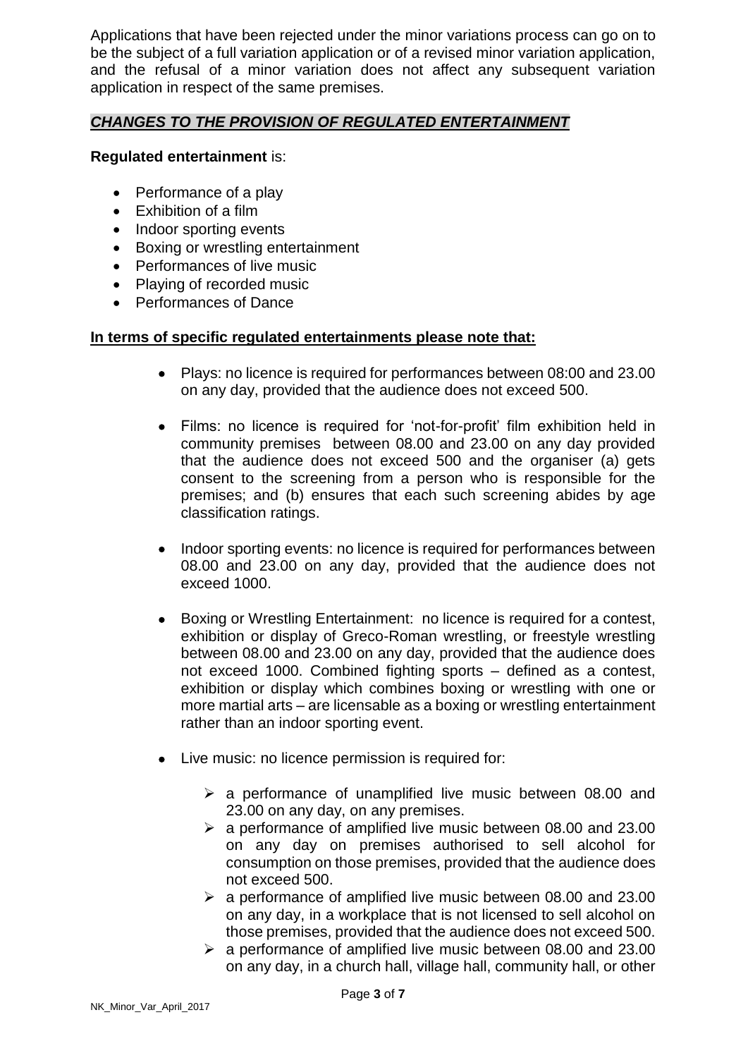Applications that have been rejected under the minor variations process can go on to be the subject of a full variation application or of a revised minor variation application, and the refusal of a minor variation does not affect any subsequent variation application in respect of the same premises.

## ***CHANGES TO THE PROVISION OF REGULATED ENTERTAINMENT***

**Regulated entertainment** is:

- Performance of a play
- Exhibition of a film
- Indoor sporting events
- Boxing or wrestling entertainment
- Performances of live music
- Playing of recorded music
- Performances of Dance

**In terms of specific regulated entertainments please note that:**

- Plays: no licence is required for performances between 08:00 and 23.00 on any day, provided that the audience does not exceed 500.
- Films: no licence is required for 'not-for-profit' film exhibition held in community premises between 08.00 and 23.00 on any day provided that the audience does not exceed 500 and the organiser (a) gets consent to the screening from a person who is responsible for the premises; and (b) ensures that each such screening abides by age classification ratings.
- Indoor sporting events: no licence is required for performances between 08.00 and 23.00 on any day, provided that the audience does not exceed 1000.
- Boxing or Wrestling Entertainment: no licence is required for a contest, exhibition or display of Greco-Roman wrestling, or freestyle wrestling between 08.00 and 23.00 on any day, provided that the audience does not exceed 1000. Combined fighting sports – defined as a contest, exhibition or display which combines boxing or wrestling with one or more martial arts – are licensable as a boxing or wrestling entertainment rather than an indoor sporting event.
- Live music: no licence permission is required for:
  - a performance of unamplified live music between 08.00 and 23.00 on any day, on any premises.
  - a performance of amplified live music between 08.00 and 23.00 on any day on premises authorised to sell alcohol for consumption on those premises, provided that the audience does not exceed 500.
  - a performance of amplified live music between 08.00 and 23.00 on any day, in a workplace that is not licensed to sell alcohol on those premises, provided that the audience does not exceed 500.
  - a performance of amplified live music between 08.00 and 23.00 on any day, in a church hall, village hall, community hall, or other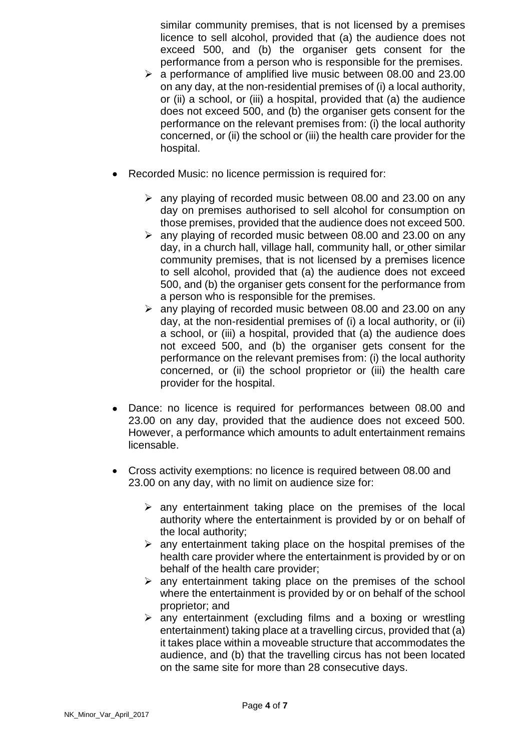similar community premises, that is not licensed by a premises licence to sell alcohol, provided that (a) the audience does not exceed 500, and (b) the organiser gets consent for the performance from a person who is responsible for the premises.

- ➢ a performance of amplified live music between 08.00 and 23.00 on any day, at the non-residential premises of (i) a local authority, or (ii) a school, or (iii) a hospital, provided that (a) the audience does not exceed 500, and (b) the organiser gets consent for the performance on the relevant premises from: (i) the local authority concerned, or (ii) the school or (iii) the health care provider for the hospital.

- Recorded Music: no licence permission is required for:
  - ➢ any playing of recorded music between 08.00 and 23.00 on any day on premises authorised to sell alcohol for consumption on those premises, provided that the audience does not exceed 500.
  - ➢ any playing of recorded music between 08.00 and 23.00 on any day, in a church hall, village hall, community hall, or other similar community premises, that is not licensed by a premises licence to sell alcohol, provided that (a) the audience does not exceed 500, and (b) the organiser gets consent for the performance from a person who is responsible for the premises.
  - ➢ any playing of recorded music between 08.00 and 23.00 on any day, at the non-residential premises of (i) a local authority, or (ii) a school, or (iii) a hospital, provided that (a) the audience does not exceed 500, and (b) the organiser gets consent for the performance on the relevant premises from: (i) the local authority concerned, or (ii) the school proprietor or (iii) the health care provider for the hospital.

- Dance: no licence is required for performances between 08.00 and 23.00 on any day, provided that the audience does not exceed 500. However, a performance which amounts to adult entertainment remains licensable.

- Cross activity exemptions: no licence is required between 08.00 and 23.00 on any day, with no limit on audience size for:
  - ➢ any entertainment taking place on the premises of the local authority where the entertainment is provided by or on behalf of the local authority;
  - ➢ any entertainment taking place on the hospital premises of the health care provider where the entertainment is provided by or on behalf of the health care provider;
  - ➢ any entertainment taking place on the premises of the school where the entertainment is provided by or on behalf of the school proprietor; and
  - ➢ any entertainment (excluding films and a boxing or wrestling entertainment) taking place at a travelling circus, provided that (a) it takes place within a moveable structure that accommodates the audience, and (b) that the travelling circus has not been located on the same site for more than 28 consecutive days.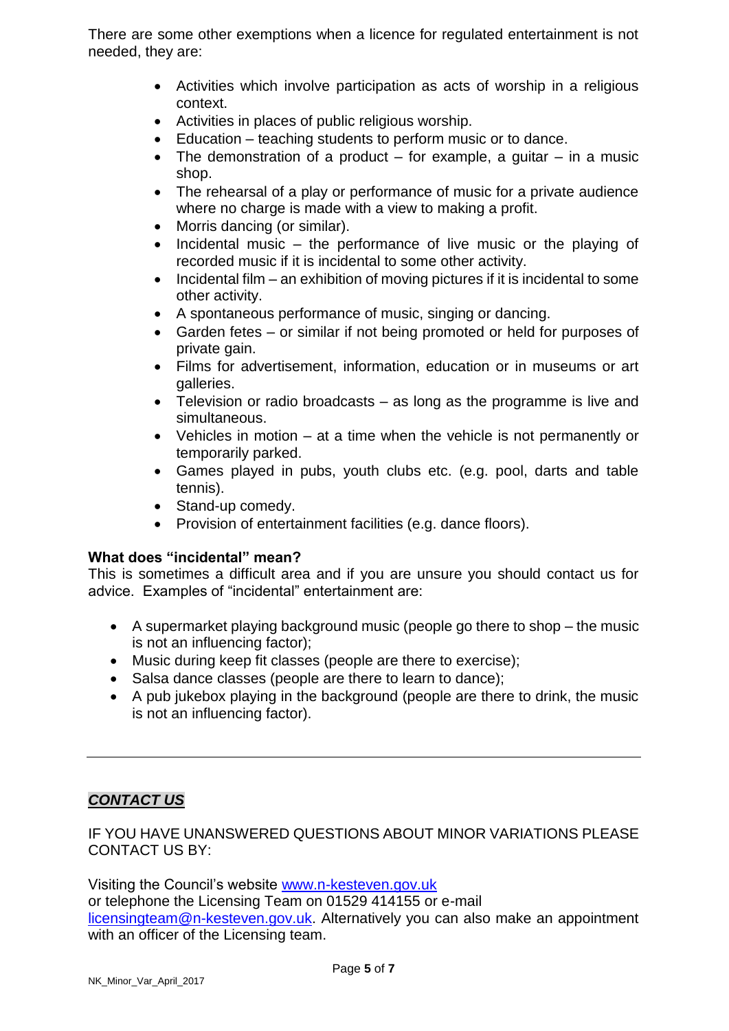There are some other exemptions when a licence for regulated entertainment is not needed, they are:

- Activities which involve participation as acts of worship in a religious context.
- Activities in places of public religious worship.
- Education – teaching students to perform music or to dance.
- The demonstration of a product – for example, a guitar – in a music shop.
- The rehearsal of a play or performance of music for a private audience where no charge is made with a view to making a profit.
- Morris dancing (or similar).
- Incidental music – the performance of live music or the playing of recorded music if it is incidental to some other activity.
- Incidental film – an exhibition of moving pictures if it is incidental to some other activity.
- A spontaneous performance of music, singing or dancing.
- Garden fetes – or similar if not being promoted or held for purposes of private gain.
- Films for advertisement, information, education or in museums or art galleries.
- Television or radio broadcasts – as long as the programme is live and simultaneous.
- Vehicles in motion – at a time when the vehicle is not permanently or temporarily parked.
- Games played in pubs, youth clubs etc. (e.g. pool, darts and table tennis).
- Stand-up comedy.
- Provision of entertainment facilities (e.g. dance floors).

**What does "incidental" mean?**

This is sometimes a difficult area and if you are unsure you should contact us for advice. Examples of "incidental" entertainment are:

- A supermarket playing background music (people go there to shop – the music is not an influencing factor);
- Music during keep fit classes (people are there to exercise);
- Salsa dance classes (people are there to learn to dance);
- A pub jukebox playing in the background (people are there to drink, the music is not an influencing factor).

---

## ***CONTACT US***

IF YOU HAVE UNANSWERED QUESTIONS ABOUT MINOR VARIATIONS PLEASE CONTACT US BY:

Visiting the Council's website [www.n-kesteven.gov.uk](http://www.n-kesteven.gov.uk)
or telephone the Licensing Team on 01529 414155 or e-mail [licensingteam@n-kesteven.gov.uk](mailto:licensingteam@n-kesteven.gov.uk). Alternatively you can also make an appointment with an officer of the Licensing team.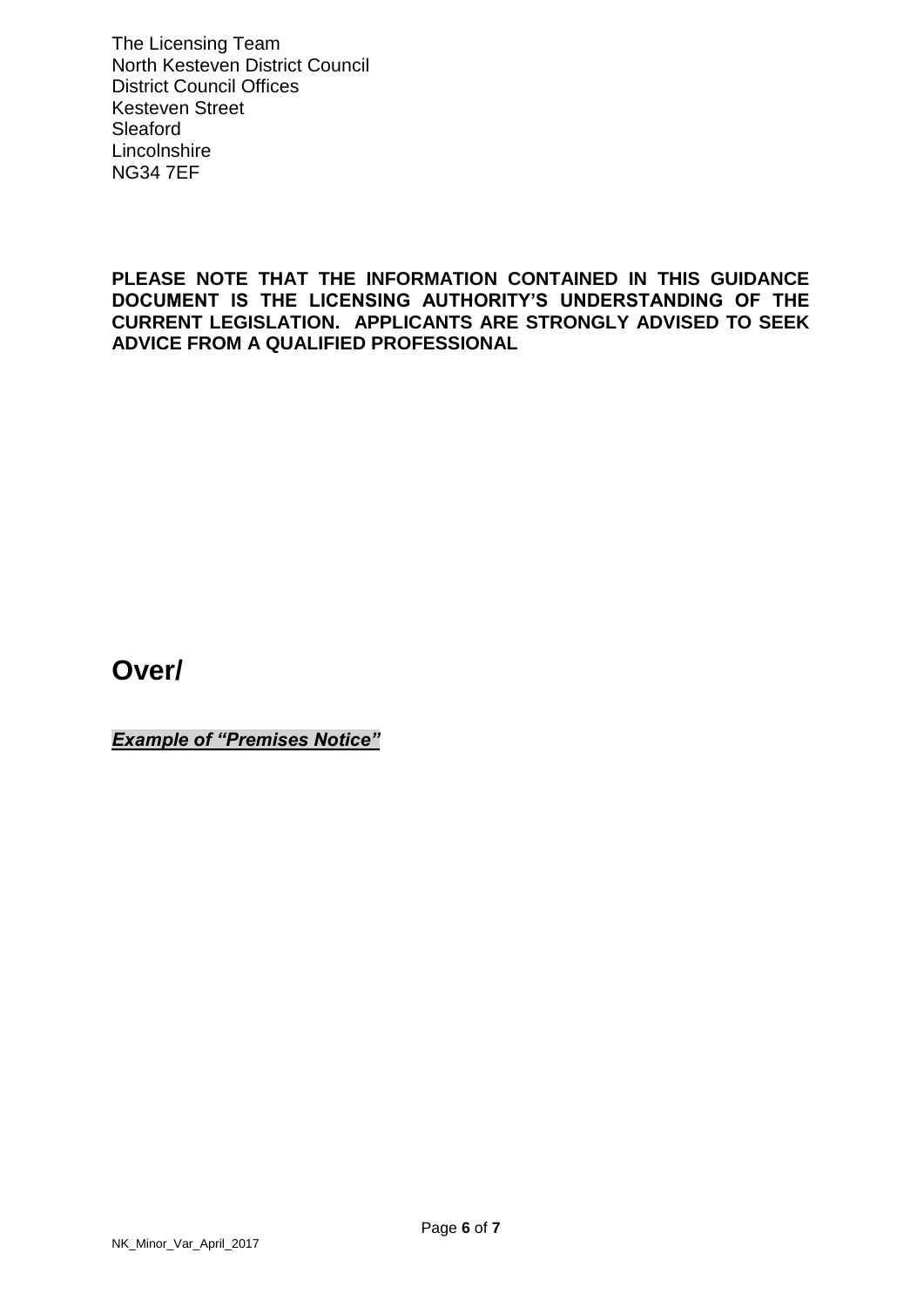The Licensing Team
North Kesteven District Council
District Council Offices
Kesteven Street
Sleaford
Lincolnshire
NG34 7EF

**PLEASE NOTE THAT THE INFORMATION CONTAINED IN THIS GUIDANCE DOCUMENT IS THE LICENSING AUTHORITY'S UNDERSTANDING OF THE CURRENT LEGISLATION. APPLICANTS ARE STRONGLY ADVISED TO SEEK ADVICE FROM A QUALIFIED PROFESSIONAL**

## Over/

***Example of "Premises Notice"***

NK_Minor_Var_April_2017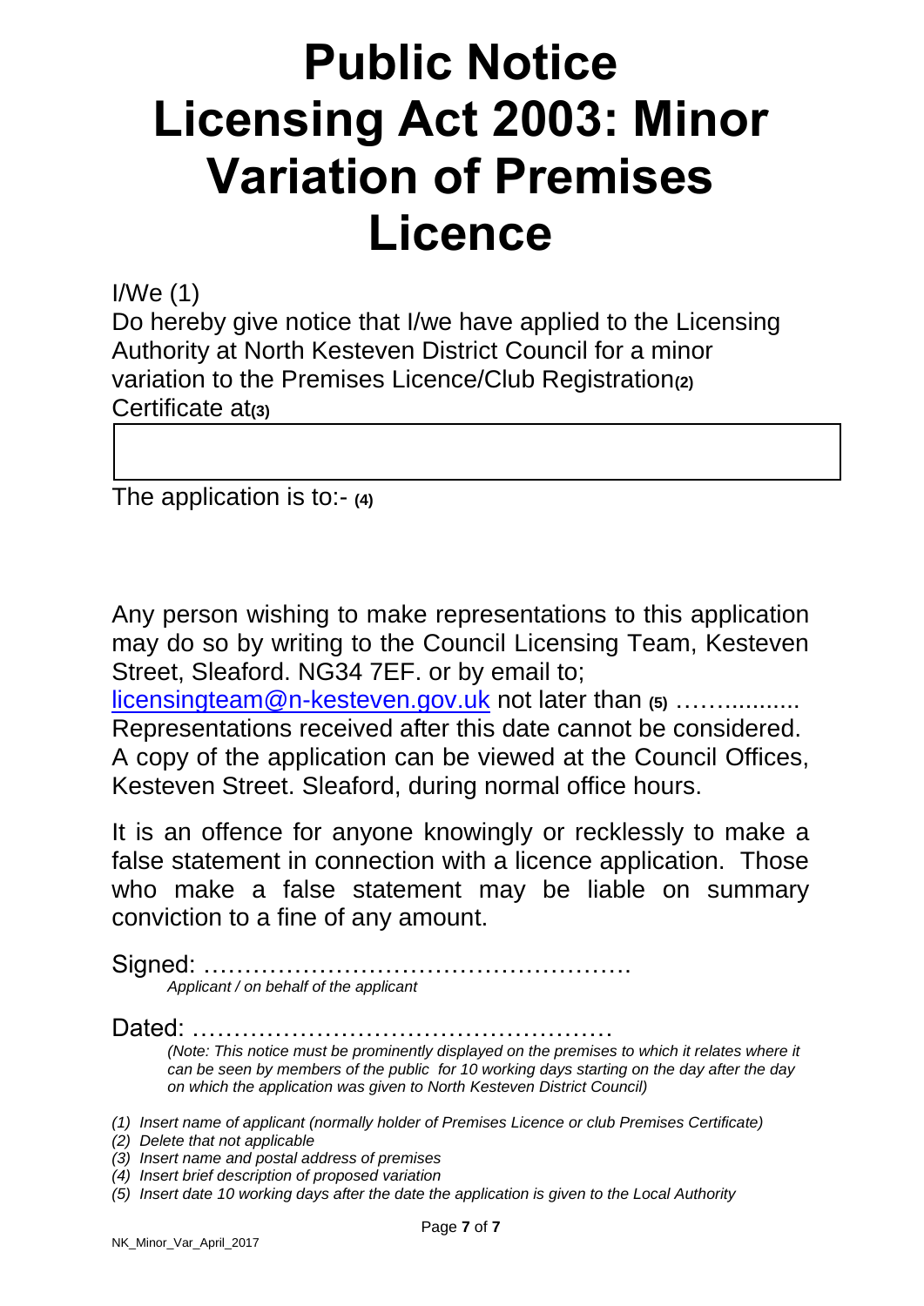# Public Notice Licensing Act 2003: Minor Variation of Premises Licence

I/We (1)

Do hereby give notice that I/we have applied to the Licensing Authority at North Kesteven District Council for a minor variation to the Premises Licence/Club Registration**(2)** Certificate at**(3)**

| |
|---|
| |

The application is to:- **(4)**

Any person wishing to make representations to this application may do so by writing to the Council Licensing Team, Kesteven Street, Sleaford. NG34 7EF. or by email to; [licensingteam@n-kesteven.gov.uk](mailto:licensingteam@n-kesteven.gov.uk) not later than **(5)** …….......... Representations received after this date cannot be considered. A copy of the application can be viewed at the Council Offices, Kesteven Street. Sleaford, during normal office hours.

It is an offence for anyone knowingly or recklessly to make a false statement in connection with a licence application. Those who make a false statement may be liable on summary conviction to a fine of any amount.

Signed: …………………………………………….

*Applicant / on behalf of the applicant*

Dated: ……………………………………………

*(Note: This notice must be prominently displayed on the premises to which it relates where it can be seen by members of the public for 10 working days starting on the day after the day on which the application was given to North Kesteven District Council)*

*(1) Insert name of applicant (normally holder of Premises Licence or club Premises Certificate)*
*(2) Delete that not applicable*
*(3) Insert name and postal address of premises*
*(4) Insert brief description of proposed variation*
*(5) Insert date 10 working days after the date the application is given to the Local Authority*

NK_Minor_Var_April_2017